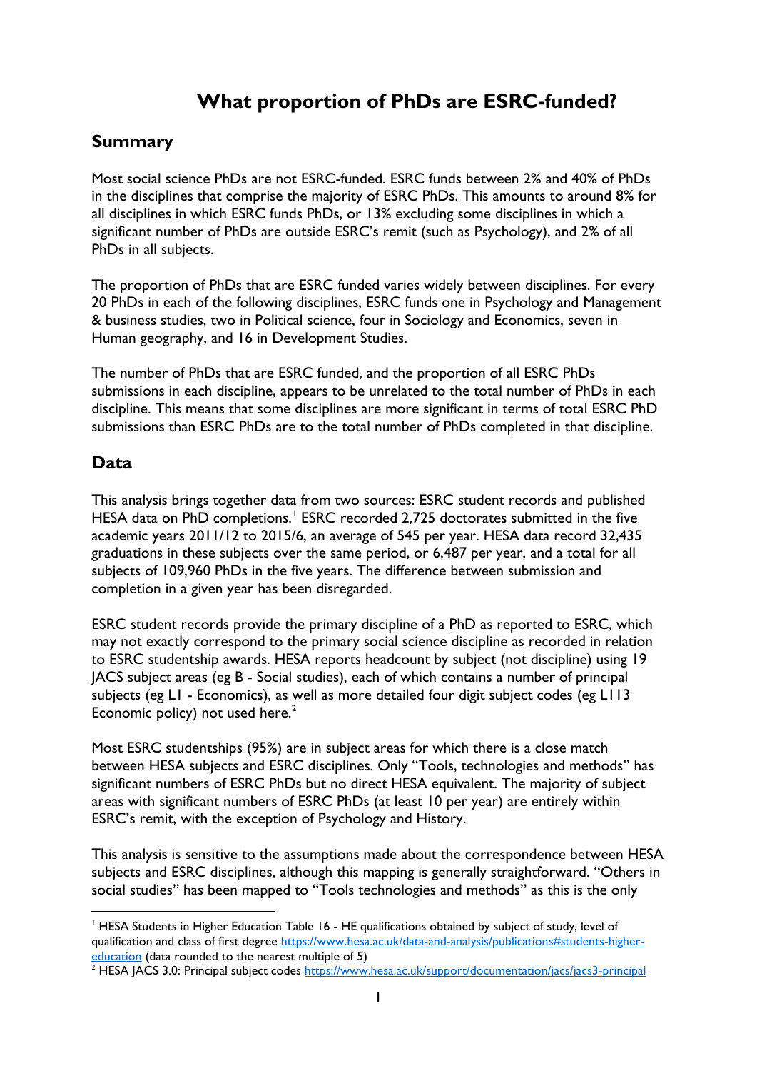# What proportion of PhDs are ESRC-funded?

## Summary

Most social science PhDs are not ESRC-funded. ESRC funds between 2% and 40% of PhDs in the disciplines that comprise the majority of ESRC PhDs. This amounts to around 8% for all disciplines in which ESRC funds PhDs, or 13% excluding some disciplines in which a significant number of PhDs are outside ESRC's remit (such as Psychology), and 2% of all PhDs in all subjects.

The proportion of PhDs that are ESRC funded varies widely between disciplines. For every 20 PhDs in each of the following disciplines, ESRC funds one in Psychology and Management & business studies, two in Political science, four in Sociology and Economics, seven in Human geography, and 16 in Development Studies.

The number of PhDs that are ESRC funded, and the proportion of all ESRC PhDs submissions in each discipline, appears to be unrelated to the total number of PhDs in each discipline. This means that some disciplines are more significant in terms of total ESRC PhD submissions than ESRC PhDs are to the total number of PhDs completed in that discipline.

## Data

This analysis brings together data from two sources: ESRC student records and published HESA data on PhD completions.[1] ESRC recorded 2,725 doctorates submitted in the five academic years 2011/12 to 2015/6, an average of 545 per year. HESA data record 32,435 graduations in these subjects over the same period, or 6,487 per year, and a total for all subjects of 109,960 PhDs in the five years. The difference between submission and completion in a given year has been disregarded.

ESRC student records provide the primary discipline of a PhD as reported to ESRC, which may not exactly correspond to the primary social science discipline as recorded in relation to ESRC studentship awards. HESA reports headcount by subject (not discipline) using 19 JACS subject areas (eg B - Social studies), each of which contains a number of principal subjects (eg L1 - Economics), as well as more detailed four digit subject codes (eg L113 Economic policy) not used here.[2]

Most ESRC studentships (95%) are in subject areas for which there is a close match between HESA subjects and ESRC disciplines. Only "Tools, technologies and methods" has significant numbers of ESRC PhDs but no direct HESA equivalent. The majority of subject areas with significant numbers of ESRC PhDs (at least 10 per year) are entirely within ESRC's remit, with the exception of Psychology and History.

This analysis is sensitive to the assumptions made about the correspondence between HESA subjects and ESRC disciplines, although this mapping is generally straightforward. "Others in social studies" has been mapped to "Tools technologies and methods" as this is the only

---

[1] HESA Students in Higher Education Table 16 - HE qualifications obtained by subject of study, level of qualification and class of first degree https://www.hesa.ac.uk/data-and-analysis/publications#students-higher-education (data rounded to the nearest multiple of 5)

[2] HESA JACS 3.0: Principal subject codes https://www.hesa.ac.uk/support/documentation/jacs/jacs3-principal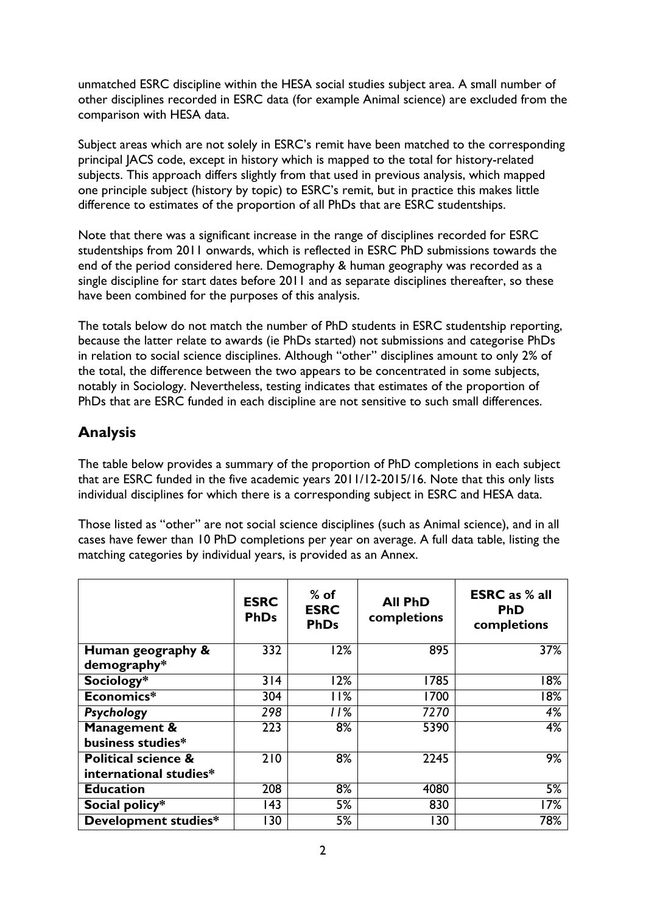unmatched ESRC discipline within the HESA social studies subject area. A small number of other disciplines recorded in ESRC data (for example Animal science) are excluded from the comparison with HESA data.

Subject areas which are not solely in ESRC's remit have been matched to the corresponding principal JACS code, except in history which is mapped to the total for history-related subjects. This approach differs slightly from that used in previous analysis, which mapped one principle subject (history by topic) to ESRC's remit, but in practice this makes little difference to estimates of the proportion of all PhDs that are ESRC studentships.

Note that there was a significant increase in the range of disciplines recorded for ESRC studentships from 2011 onwards, which is reflected in ESRC PhD submissions towards the end of the period considered here. Demography & human geography was recorded as a single discipline for start dates before 2011 and as separate disciplines thereafter, so these have been combined for the purposes of this analysis.

The totals below do not match the number of PhD students in ESRC studentship reporting, because the latter relate to awards (ie PhDs started) not submissions and categorise PhDs in relation to social science disciplines. Although "other" disciplines amount to only 2% of the total, the difference between the two appears to be concentrated in some subjects, notably in Sociology. Nevertheless, testing indicates that estimates of the proportion of PhDs that are ESRC funded in each discipline are not sensitive to such small differences.

## Analysis

The table below provides a summary of the proportion of PhD completions in each subject that are ESRC funded in the five academic years 2011/12-2015/16. Note that this only lists individual disciplines for which there is a corresponding subject in ESRC and HESA data.

Those listed as "other" are not social science disciplines (such as Animal science), and in all cases have fewer than 10 PhD completions per year on average. A full data table, listing the matching categories by individual years, is provided as an Annex.

| | **ESRC PhDs** | **% of ESRC PhDs** | **All PhD completions** | **ESRC as % all PhD completions** |
|---|---|---|---|---|
| **Human geography & demography*** | 332 | 12% | 895 | 37% |
| **Sociology*** | 314 | 12% | 1785 | 18% |
| **Economics*** | 304 | 11% | 1700 | 18% |
| ***Psychology*** | *298* | *11%* | *7270* | *4%* |
| **Management & business studies*** | 223 | 8% | 5390 | 4% |
| **Political science & international studies*** | 210 | 8% | 2245 | 9% |
| **Education** | 208 | 8% | 4080 | 5% |
| **Social policy*** | 143 | 5% | 830 | 17% |
| **Development studies*** | 130 | 5% | 130 | 78% |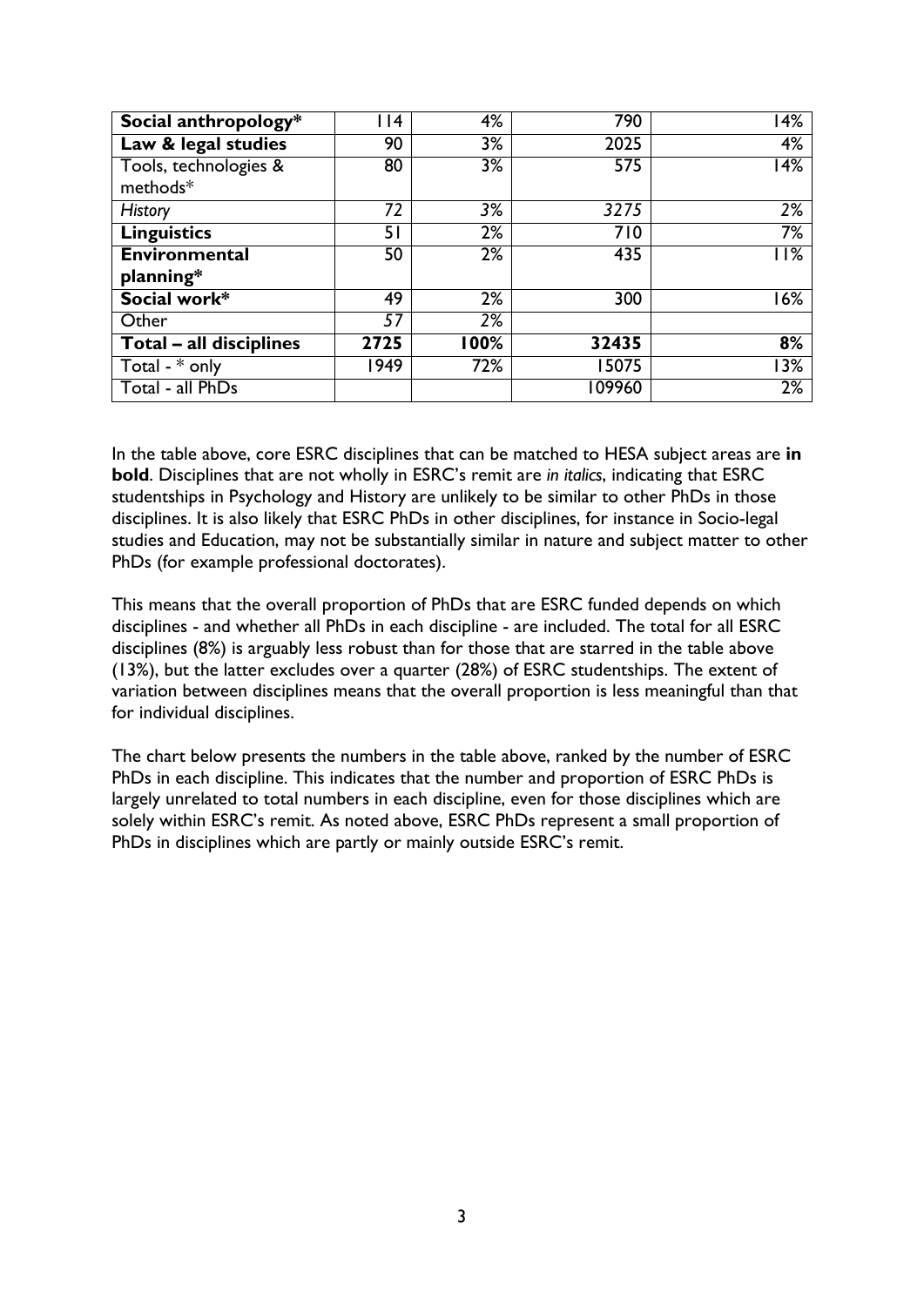| **Social anthropology*** | 114 | 4% | 790 | 14% |
|---|---|---|---|---|
| **Law & legal studies** | 90 | 3% | 2025 | 4% |
| Tools, technologies & methods* | 80 | 3% | 575 | 14% |
| *History* | 72 | 3% | *3275* | 2% |
| **Linguistics** | 51 | 2% | 710 | 7% |
| **Environmental planning*** | 50 | 2% | 435 | 11% |
| **Social work*** | 49 | 2% | 300 | 16% |
| Other | *57* | 2% | | |
| **Total – all disciplines** | **2725** | **100%** | **32435** | **8%** |
| Total - * only | 1949 | 72% | 15075 | 13% |
| Total - all PhDs | | | 109960 | 2% |

In the table above, core ESRC disciplines that can be matched to HESA subject areas are **in bold**. Disciplines that are not wholly in ESRC's remit are *in italics*, indicating that ESRC studentships in Psychology and History are unlikely to be similar to other PhDs in those disciplines. It is also likely that ESRC PhDs in other disciplines, for instance in Socio-legal studies and Education, may not be substantially similar in nature and subject matter to other PhDs (for example professional doctorates).

This means that the overall proportion of PhDs that are ESRC funded depends on which disciplines - and whether all PhDs in each discipline - are included. The total for all ESRC disciplines (8%) is arguably less robust than for those that are starred in the table above (13%), but the latter excludes over a quarter (28%) of ESRC studentships. The extent of variation between disciplines means that the overall proportion is less meaningful than that for individual disciplines.

The chart below presents the numbers in the table above, ranked by the number of ESRC PhDs in each discipline. This indicates that the number and proportion of ESRC PhDs is largely unrelated to total numbers in each discipline, even for those disciplines which are solely within ESRC's remit. As noted above, ESRC PhDs represent a small proportion of PhDs in disciplines which are partly or mainly outside ESRC's remit.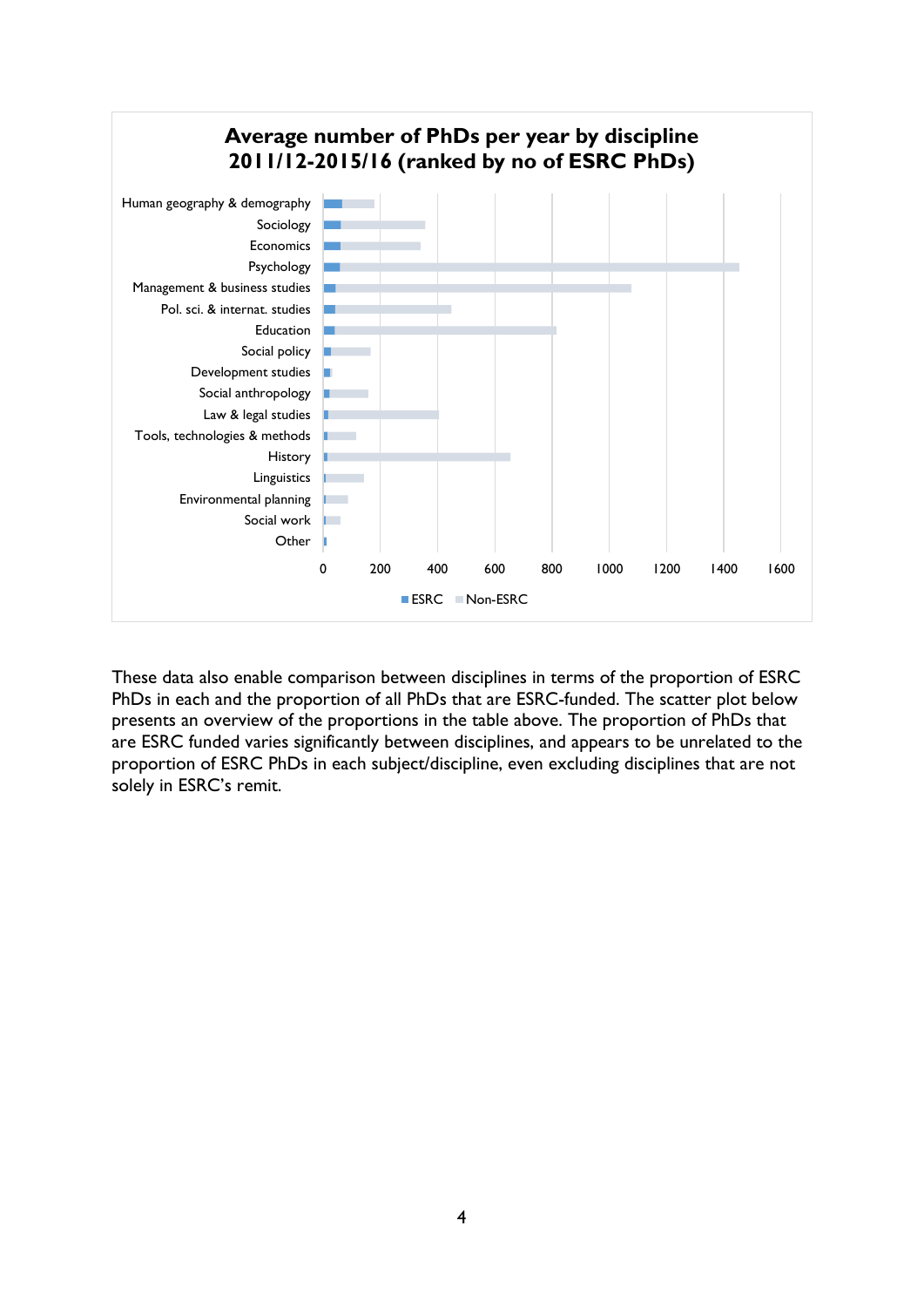**Average number of PhDs per year by discipline 2011/12-2015/16 (ranked by no of ESRC PhDs)**

| Discipline |
|---|
| Human geography & demography |
| Sociology |
| Economics |
| Psychology |
| Management & business studies |
| Pol. sci. & internat. studies |
| Education |
| Social policy |
| Development studies |
| Social anthropology |
| Law & legal studies |
| Tools, technologies & methods |
| History |
| Linguistics |
| Environmental planning |
| Social work |
| Other |

Axis: 0, 200, 400, 600, 800, 1000, 1200, 1400, 1600

Legend: ESRC, Non-ESRC

These data also enable comparison between disciplines in terms of the proportion of ESRC PhDs in each and the proportion of all PhDs that are ESRC-funded. The scatter plot below presents an overview of the proportions in the table above. The proportion of PhDs that are ESRC funded varies significantly between disciplines, and appears to be unrelated to the proportion of ESRC PhDs in each subject/discipline, even excluding disciplines that are not solely in ESRC's remit.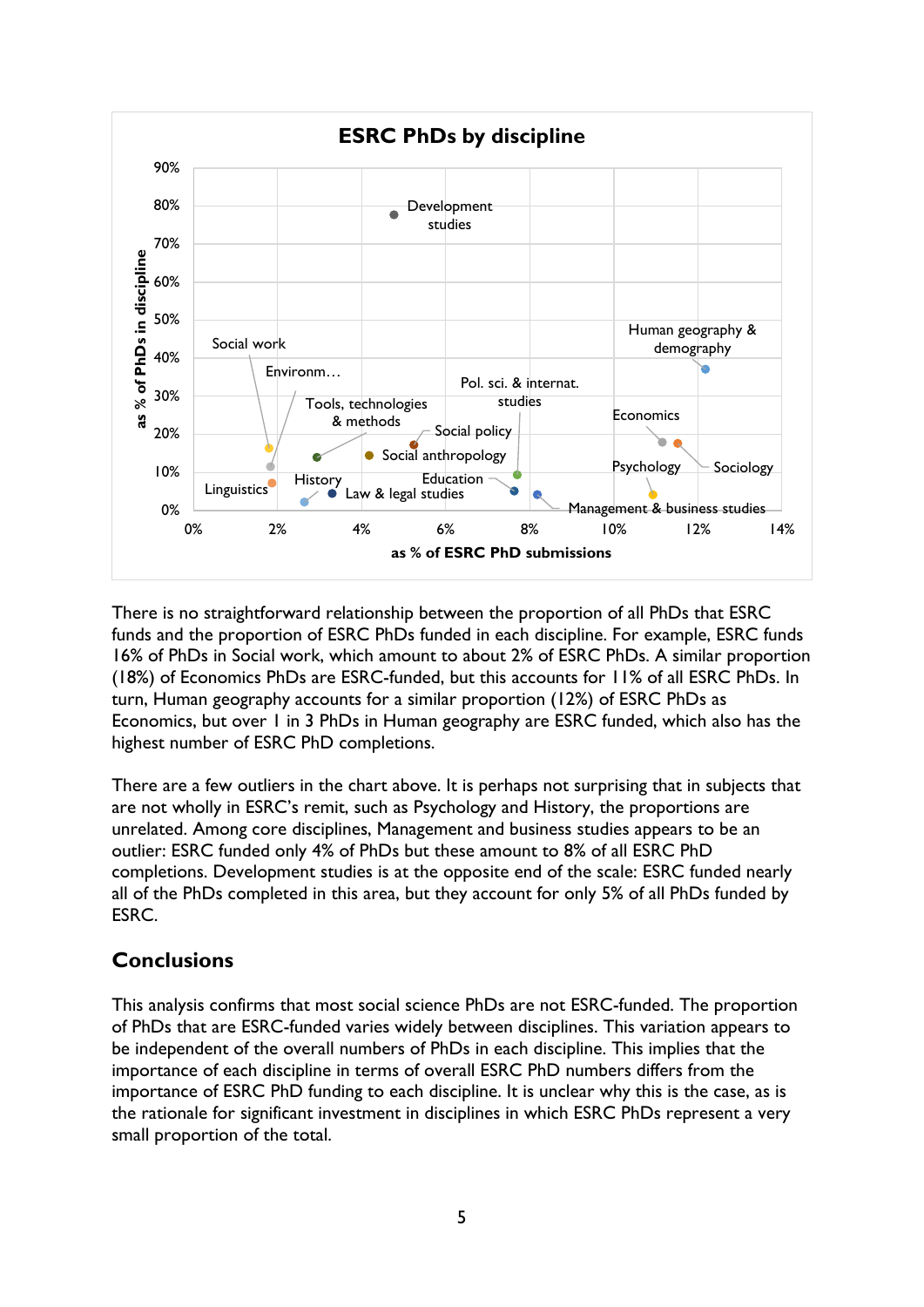**ESRC PhDs by discipline**

There is no straightforward relationship between the proportion of all PhDs that ESRC funds and the proportion of ESRC PhDs funded in each discipline. For example, ESRC funds 16% of PhDs in Social work, which amount to about 2% of ESRC PhDs. A similar proportion (18%) of Economics PhDs are ESRC-funded, but this accounts for 11% of all ESRC PhDs. In turn, Human geography accounts for a similar proportion (12%) of ESRC PhDs as Economics, but over 1 in 3 PhDs in Human geography are ESRC funded, which also has the highest number of ESRC PhD completions.

There are a few outliers in the chart above. It is perhaps not surprising that in subjects that are not wholly in ESRC's remit, such as Psychology and History, the proportions are unrelated. Among core disciplines, Management and business studies appears to be an outlier: ESRC funded only 4% of PhDs but these amount to 8% of all ESRC PhD completions. Development studies is at the opposite end of the scale: ESRC funded nearly all of the PhDs completed in this area, but they account for only 5% of all PhDs funded by ESRC.

## Conclusions

This analysis confirms that most social science PhDs are not ESRC-funded. The proportion of PhDs that are ESRC-funded varies widely between disciplines. This variation appears to be independent of the overall numbers of PhDs in each discipline. This implies that the importance of each discipline in terms of overall ESRC PhD numbers differs from the importance of ESRC PhD funding to each discipline. It is unclear why this is the case, as is the rationale for significant investment in disciplines in which ESRC PhDs represent a very small proportion of the total.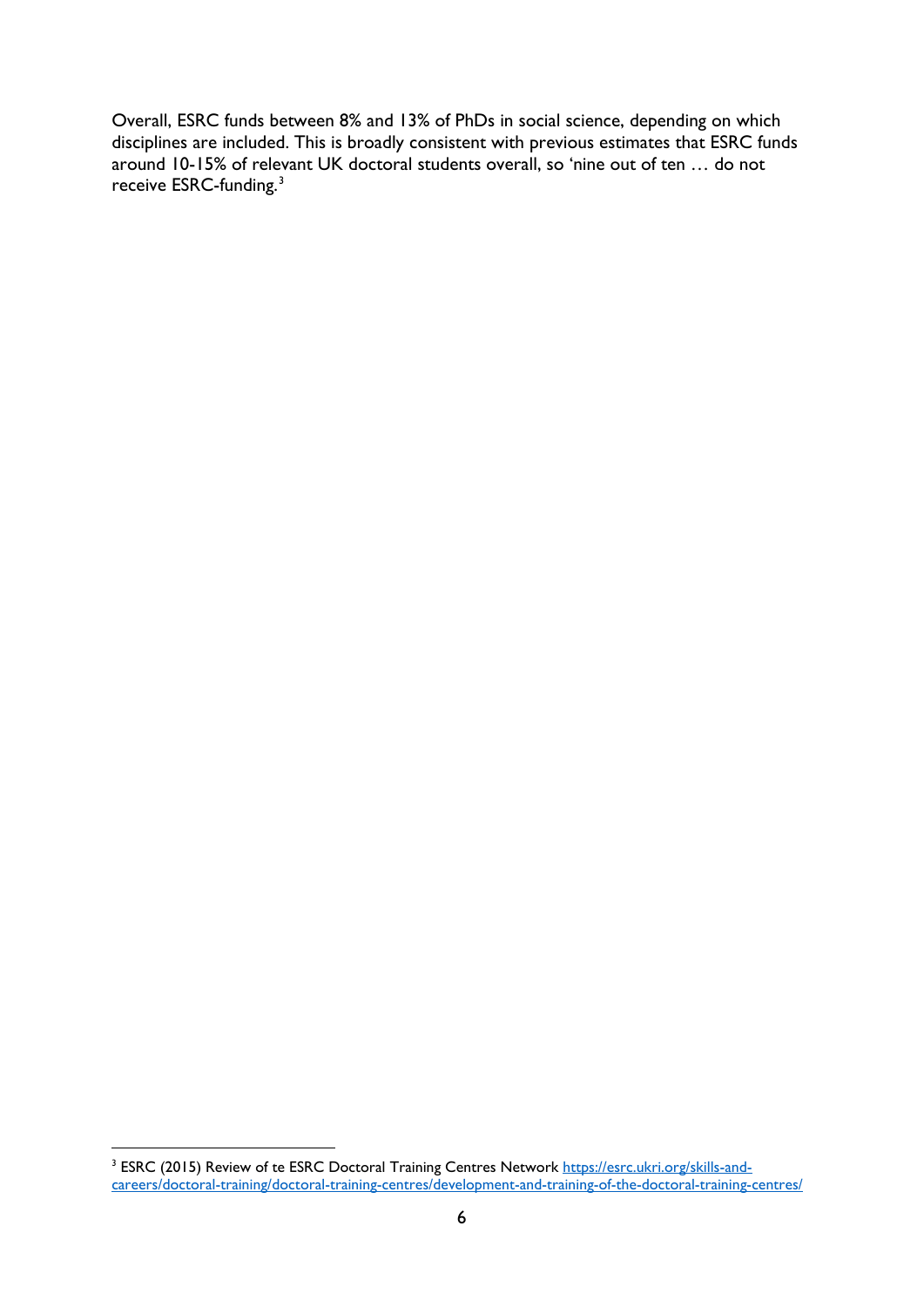Overall, ESRC funds between 8% and 13% of PhDs in social science, depending on which disciplines are included. This is broadly consistent with previous estimates that ESRC funds around 10-15% of relevant UK doctoral students overall, so 'nine out of ten … do not receive ESRC-funding.[3]

[3] ESRC (2015) Review of te ESRC Doctoral Training Centres Network https://esrc.ukri.org/skills-and-careers/doctoral-training/doctoral-training-centres/development-and-training-of-the-doctoral-training-centres/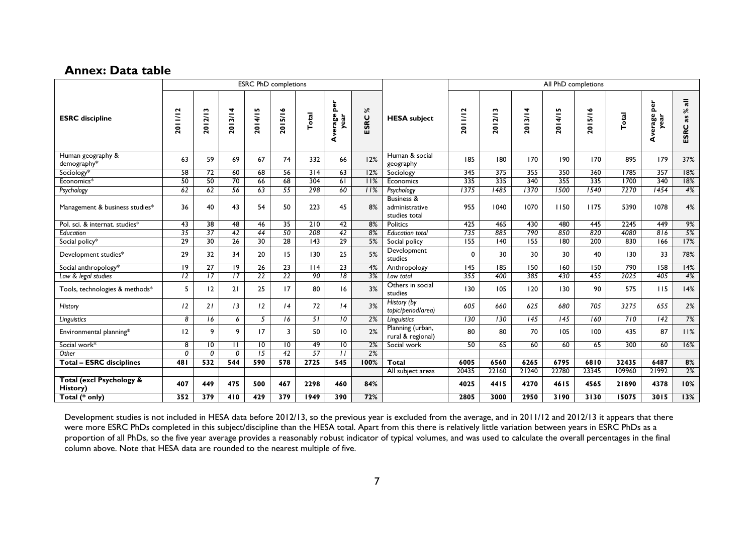## Annex: Data table

| ESRC discipline | ESRC PhD completions | | | | | | | | HESA subject | All PhD completions | | | | | | | |
|---|---|---|---|---|---|---|---|---|---|---|---|---|---|---|---|---|---|
| | 2011/12 | 2012/13 | 2013/14 | 2014/15 | 2015/16 | Total | Average per year | ESRC % | | 2011/12 | 2012/13 | 2013/14 | 2014/15 | 2015/16 | Total | Average per year | ESRC as % all |
| Human geography & demography* | 63 | 59 | 69 | 67 | 74 | 332 | 66 | 12% | Human & social geography | 185 | 180 | 170 | 190 | 170 | 895 | 179 | 37% |
| Sociology* | 58 | 72 | 60 | 68 | 56 | 314 | 63 | 12% | Sociology | 345 | 375 | 355 | 350 | 360 | 1785 | 357 | 18% |
| Economics* | 50 | 50 | 70 | 66 | 68 | 304 | 61 | 11% | Economics | 335 | 335 | 340 | 355 | 335 | 1700 | 340 | 18% |
| *Psychology* | *62* | *62* | *56* | *63* | *55* | *298* | *60* | *11%* | *Psychology* | *1375* | *1485* | *1370* | *1500* | *1540* | *7270* | *1454* | *4%* |
| Management & business studies* | 36 | 40 | 43 | 54 | 50 | 223 | 45 | 8% | Business & administrative studies total | 955 | 1040 | 1070 | 1150 | 1175 | 5390 | 1078 | 4% |
| Pol. sci. & internat. studies* | 43 | 38 | 48 | 46 | 35 | 210 | 42 | 8% | Politics | 425 | 465 | 430 | 480 | 445 | 2245 | 449 | 9% |
| *Education* | *35* | *37* | *42* | *44* | *50* | *208* | *42* | *8%* | *Education total* | *735* | *885* | *790* | *850* | *820* | *4080* | *816* | *5%* |
| Social policy* | 29 | 30 | 26 | 30 | 28 | 143 | 29 | 5% | Social policy | 155 | 140 | 155 | 180 | 200 | 830 | 166 | 17% |
| Development studies* | 29 | 32 | 34 | 20 | 15 | 130 | 25 | 5% | Development studies | 0 | 30 | 30 | 30 | 40 | 130 | 33 | 78% |
| Social anthropology* | 19 | 27 | 19 | 26 | 23 | 114 | 23 | 4% | Anthropology | 145 | 185 | 150 | 160 | 150 | 790 | 158 | 14% |
| *Law & legal studies* | *12* | *17* | *17* | *22* | *22* | *90* | *18* | *3%* | *Law total* | *355* | *400* | *385* | *430* | *455* | *2025* | *405* | *4%* |
| Tools, technologies & methods* | 5 | 12 | 21 | 25 | 17 | 80 | 16 | 3% | Others in social studies | 130 | 105 | 120 | 130 | 90 | 575 | 115 | 14% |
| *History* | *12* | *21* | *13* | *12* | *14* | *72* | *14* | *3%* | *History (by topic/period/area)* | *605* | *660* | *625* | *680* | *705* | *3275* | *655* | *2%* |
| *Linguistics* | *8* | *16* | *6* | *5* | *16* | *51* | *10* | *2%* | *Linguistics* | *130* | *130* | *145* | *145* | *160* | *710* | *142* | *7%* |
| Environmental planning* | 12 | 9 | 9 | 17 | 3 | 50 | 10 | 2% | Planning (urban, rural & regional) | 80 | 80 | 70 | 105 | 100 | 435 | 87 | 11% |
| Social work* | 8 | 10 | 11 | 10 | 10 | 49 | 10 | 2% | Social work | 50 | 65 | 60 | 60 | 65 | 300 | 60 | 16% |
| *Other* | *0* | *0* | *0* | *15* | *42* | *57* | *11* | *2%* | | | | | | | | | |
| **Total – ESRC disciplines** | **481** | **532** | **544** | **590** | **578** | **2725** | **545** | **100%** | **Total** | **6005** | **6560** | **6265** | **6795** | **6810** | **32435** | **6487** | **8%** |
| | | | | | | | | | All subject areas | 20435 | 22160 | 21240 | 22780 | 23345 | 109960 | 21992 | 2% |
| **Total (excl Psychology & History)** | **407** | **449** | **475** | **500** | **467** | **2298** | **460** | **84%** | | **4025** | **4415** | **4270** | **4615** | **4565** | **21890** | **4378** | **10%** |
| **Total (* only)** | **352** | **379** | **410** | **429** | **379** | **1949** | **390** | **72%** | | **2805** | **3000** | **2950** | **3190** | **3130** | **15075** | **3015** | **13%** |

Development studies is not included in HESA data before 2012/13, so the previous year is excluded from the average, and in 2011/12 and 2012/13 it appears that there were more ESRC PhDs completed in this subject/discipline than the HESA total. Apart from this there is relatively little variation between years in ESRC PhDs as a proportion of all PhDs, so the five year average provides a reasonably robust indicator of typical volumes, and was used to calculate the overall percentages in the final column above. Note that HESA data are rounded to the nearest multiple of five.